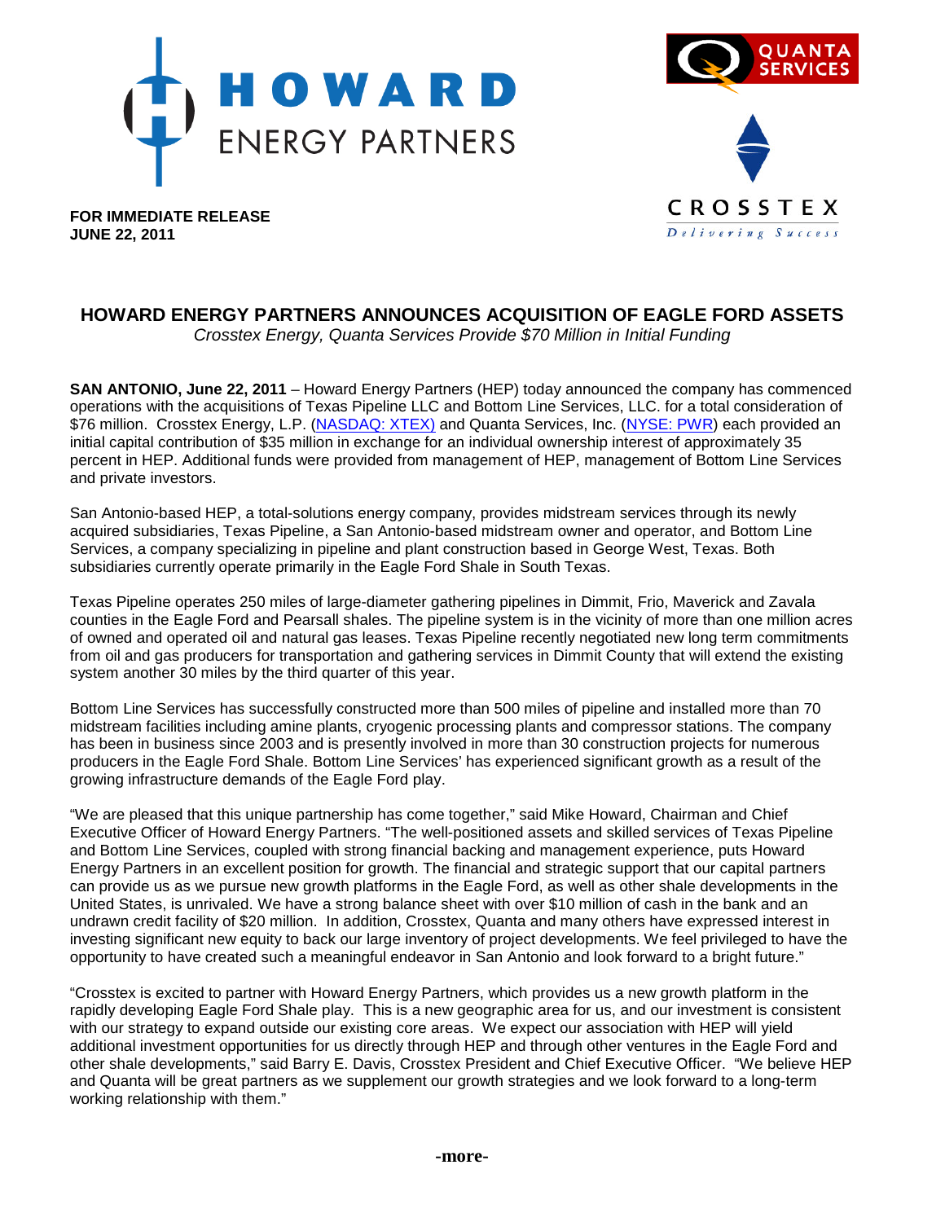**FOR IMMEDIATE RELEASE**
**JUNE 22, 2011**

# HOWARD ENERGY PARTNERS ANNOUNCES ACQUISITION OF EAGLE FORD ASSETS

*Crosstex Energy, Quanta Services Provide $70 Million in Initial Funding*

**SAN ANTONIO, June 22, 2011** – Howard Energy Partners (HEP) today announced the company has commenced operations with the acquisitions of Texas Pipeline LLC and Bottom Line Services, LLC. for a total consideration of $76 million. Crosstex Energy, L.P. (NASDAQ: XTEX) and Quanta Services, Inc. (NYSE: PWR) each provided an initial capital contribution of $35 million in exchange for an individual ownership interest of approximately 35 percent in HEP. Additional funds were provided from management of HEP, management of Bottom Line Services and private investors.

San Antonio-based HEP, a total-solutions energy company, provides midstream services through its newly acquired subsidiaries, Texas Pipeline, a San Antonio-based midstream owner and operator, and Bottom Line Services, a company specializing in pipeline and plant construction based in George West, Texas. Both subsidiaries currently operate primarily in the Eagle Ford Shale in South Texas.

Texas Pipeline operates 250 miles of large-diameter gathering pipelines in Dimmit, Frio, Maverick and Zavala counties in the Eagle Ford and Pearsall shales. The pipeline system is in the vicinity of more than one million acres of owned and operated oil and natural gas leases. Texas Pipeline recently negotiated new long term commitments from oil and gas producers for transportation and gathering services in Dimmit County that will extend the existing system another 30 miles by the third quarter of this year.

Bottom Line Services has successfully constructed more than 500 miles of pipeline and installed more than 70 midstream facilities including amine plants, cryogenic processing plants and compressor stations. The company has been in business since 2003 and is presently involved in more than 30 construction projects for numerous producers in the Eagle Ford Shale. Bottom Line Services' has experienced significant growth as a result of the growing infrastructure demands of the Eagle Ford play.

"We are pleased that this unique partnership has come together," said Mike Howard, Chairman and Chief Executive Officer of Howard Energy Partners. "The well-positioned assets and skilled services of Texas Pipeline and Bottom Line Services, coupled with strong financial backing and management experience, puts Howard Energy Partners in an excellent position for growth. The financial and strategic support that our capital partners can provide us as we pursue new growth platforms in the Eagle Ford, as well as other shale developments in the United States, is unrivaled. We have a strong balance sheet with over $10 million of cash in the bank and an undrawn credit facility of $20 million. In addition, Crosstex, Quanta and many others have expressed interest in investing significant new equity to back our large inventory of project developments. We feel privileged to have the opportunity to have created such a meaningful endeavor in San Antonio and look forward to a bright future."

"Crosstex is excited to partner with Howard Energy Partners, which provides us a new growth platform in the rapidly developing Eagle Ford Shale play. This is a new geographic area for us, and our investment is consistent with our strategy to expand outside our existing core areas. We expect our association with HEP will yield additional investment opportunities for us directly through HEP and through other ventures in the Eagle Ford and other shale developments," said Barry E. Davis, Crosstex President and Chief Executive Officer. "We believe HEP and Quanta will be great partners as we supplement our growth strategies and we look forward to a long-term working relationship with them."

**-more-**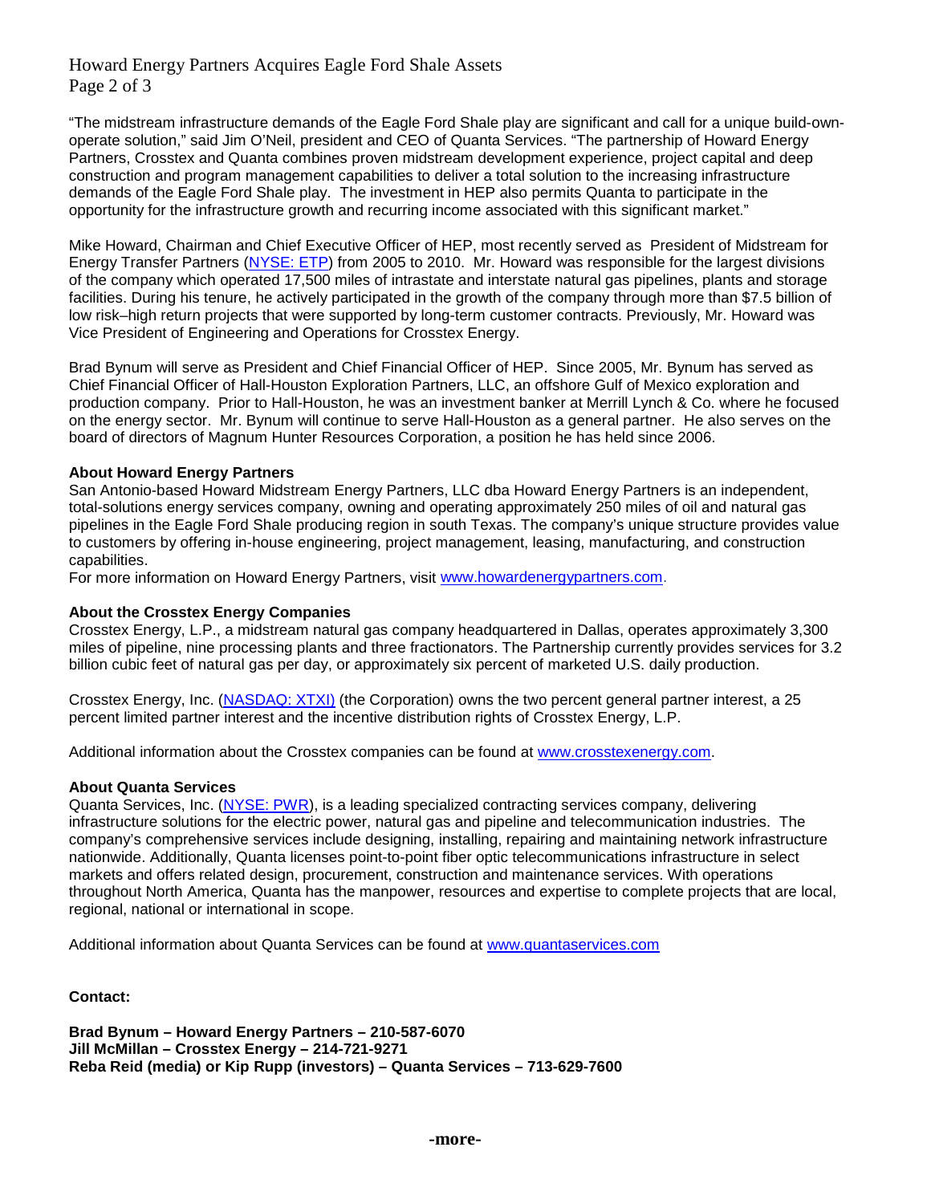"The midstream infrastructure demands of the Eagle Ford Shale play are significant and call for a unique build-own-operate solution," said Jim O'Neil, president and CEO of Quanta Services. "The partnership of Howard Energy Partners, Crosstex and Quanta combines proven midstream development experience, project capital and deep construction and program management capabilities to deliver a total solution to the increasing infrastructure demands of the Eagle Ford Shale play. The investment in HEP also permits Quanta to participate in the opportunity for the infrastructure growth and recurring income associated with this significant market."

Mike Howard, Chairman and Chief Executive Officer of HEP, most recently served as President of Midstream for Energy Transfer Partners (NYSE: ETP) from 2005 to 2010. Mr. Howard was responsible for the largest divisions of the company which operated 17,500 miles of intrastate and interstate natural gas pipelines, plants and storage facilities. During his tenure, he actively participated in the growth of the company through more than $7.5 billion of low risk–high return projects that were supported by long-term customer contracts. Previously, Mr. Howard was Vice President of Engineering and Operations for Crosstex Energy.

Brad Bynum will serve as President and Chief Financial Officer of HEP. Since 2005, Mr. Bynum has served as Chief Financial Officer of Hall-Houston Exploration Partners, LLC, an offshore Gulf of Mexico exploration and production company. Prior to Hall-Houston, he was an investment banker at Merrill Lynch & Co. where he focused on the energy sector. Mr. Bynum will continue to serve Hall-Houston as a general partner. He also serves on the board of directors of Magnum Hunter Resources Corporation, a position he has held since 2006.

**About Howard Energy Partners**

San Antonio-based Howard Midstream Energy Partners, LLC dba Howard Energy Partners is an independent, total-solutions energy services company, owning and operating approximately 250 miles of oil and natural gas pipelines in the Eagle Ford Shale producing region in south Texas. The company's unique structure provides value to customers by offering in-house engineering, project management, leasing, manufacturing, and construction capabilities.

For more information on Howard Energy Partners, visit www.howardenergypartners.com.

**About the Crosstex Energy Companies**

Crosstex Energy, L.P., a midstream natural gas company headquartered in Dallas, operates approximately 3,300 miles of pipeline, nine processing plants and three fractionators. The Partnership currently provides services for 3.2 billion cubic feet of natural gas per day, or approximately six percent of marketed U.S. daily production.

Crosstex Energy, Inc. (NASDAQ: XTXI) (the Corporation) owns the two percent general partner interest, a 25 percent limited partner interest and the incentive distribution rights of Crosstex Energy, L.P.

Additional information about the Crosstex companies can be found at www.crosstexenergy.com.

**About Quanta Services**

Quanta Services, Inc. (NYSE: PWR), is a leading specialized contracting services company, delivering infrastructure solutions for the electric power, natural gas and pipeline and telecommunication industries. The company's comprehensive services include designing, installing, repairing and maintaining network infrastructure nationwide. Additionally, Quanta licenses point-to-point fiber optic telecommunications infrastructure in select markets and offers related design, procurement, construction and maintenance services. With operations throughout North America, Quanta has the manpower, resources and expertise to complete projects that are local, regional, national or international in scope.

Additional information about Quanta Services can be found at www.quantaservices.com

**Contact:**

**Brad Bynum – Howard Energy Partners – 210-587-6070**
**Jill McMillan – Crosstex Energy – 214-721-9271**
**Reba Reid (media) or Kip Rupp (investors) – Quanta Services – 713-629-7600**

**-more-**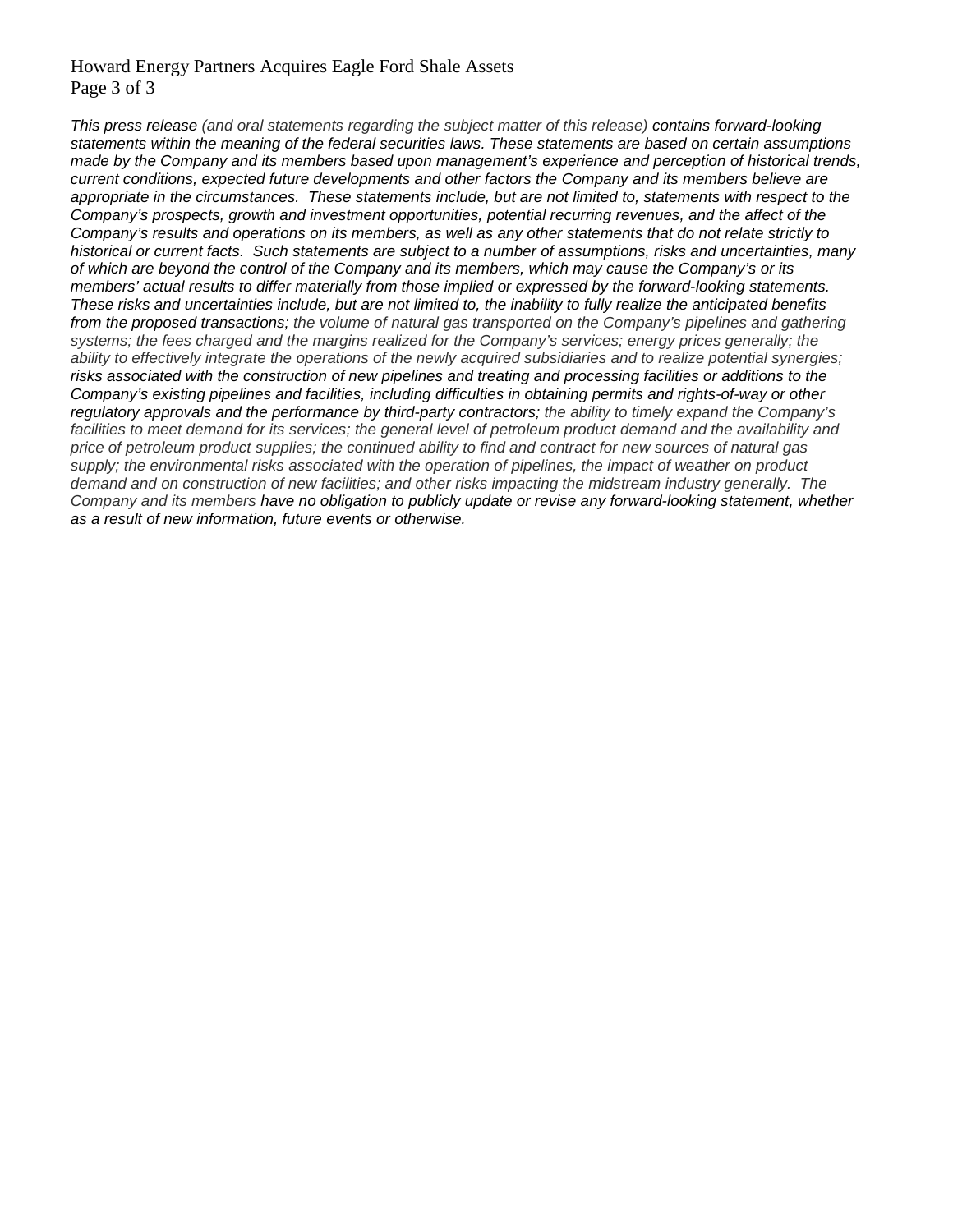*This press release (and oral statements regarding the subject matter of this release) contains forward-looking statements within the meaning of the federal securities laws. These statements are based on certain assumptions made by the Company and its members based upon management's experience and perception of historical trends, current conditions, expected future developments and other factors the Company and its members believe are appropriate in the circumstances. These statements include, but are not limited to, statements with respect to the Company's prospects, growth and investment opportunities, potential recurring revenues, and the affect of the Company's results and operations on its members, as well as any other statements that do not relate strictly to historical or current facts. Such statements are subject to a number of assumptions, risks and uncertainties, many of which are beyond the control of the Company and its members, which may cause the Company's or its members' actual results to differ materially from those implied or expressed by the forward-looking statements. These risks and uncertainties include, but are not limited to, the inability to fully realize the anticipated benefits from the proposed transactions; the volume of natural gas transported on the Company's pipelines and gathering systems; the fees charged and the margins realized for the Company's services; energy prices generally; the ability to effectively integrate the operations of the newly acquired subsidiaries and to realize potential synergies; risks associated with the construction of new pipelines and treating and processing facilities or additions to the Company's existing pipelines and facilities, including difficulties in obtaining permits and rights-of-way or other regulatory approvals and the performance by third-party contractors; the ability to timely expand the Company's facilities to meet demand for its services; the general level of petroleum product demand and the availability and price of petroleum product supplies; the continued ability to find and contract for new sources of natural gas supply; the environmental risks associated with the operation of pipelines, the impact of weather on product demand and on construction of new facilities; and other risks impacting the midstream industry generally. The Company and its members have no obligation to publicly update or revise any forward-looking statement, whether as a result of new information, future events or otherwise.*